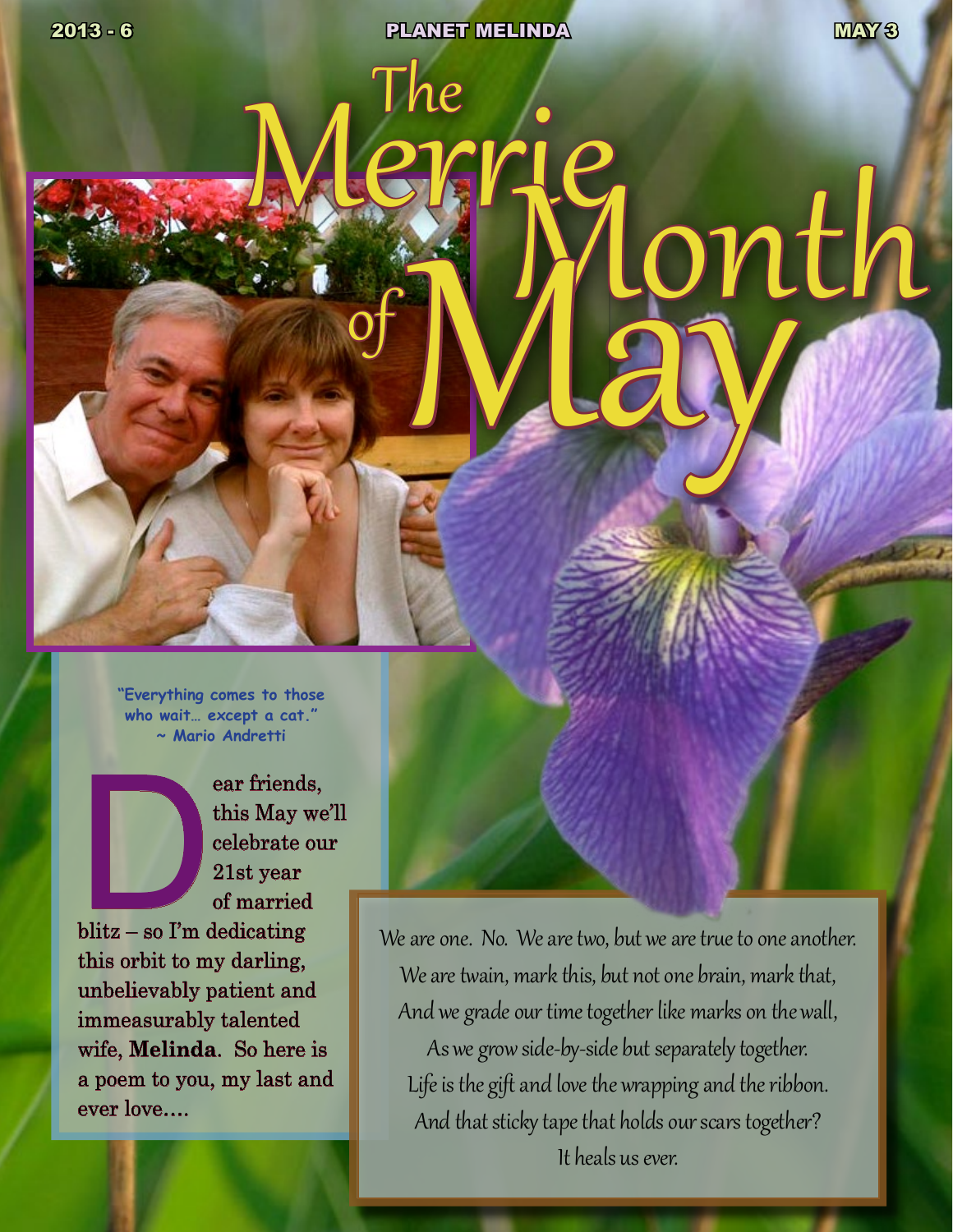# The Merrie Month of May

> "Everything comes to those who wait… except a cat."
> ~ Mario Andretti

Dear friends, this May we'll celebrate our 21st year of married blitz – so I'm dedicating this orbit to my darling, unbelievably patient and immeasurably talented wife, **Melinda**. So here is a poem to you, my last and ever love....

*We are one. No. We are two, but we are true to one another.*
*We are twain, mark this, but not one brain, mark that,*
*And we grade our time together like marks on the wall,*
*As we grow side-by-side but separately together.*
*Life is the gift and love the wrapping and the ribbon.*
*And that sticky tape that holds our scars together?*
*It heals us ever.*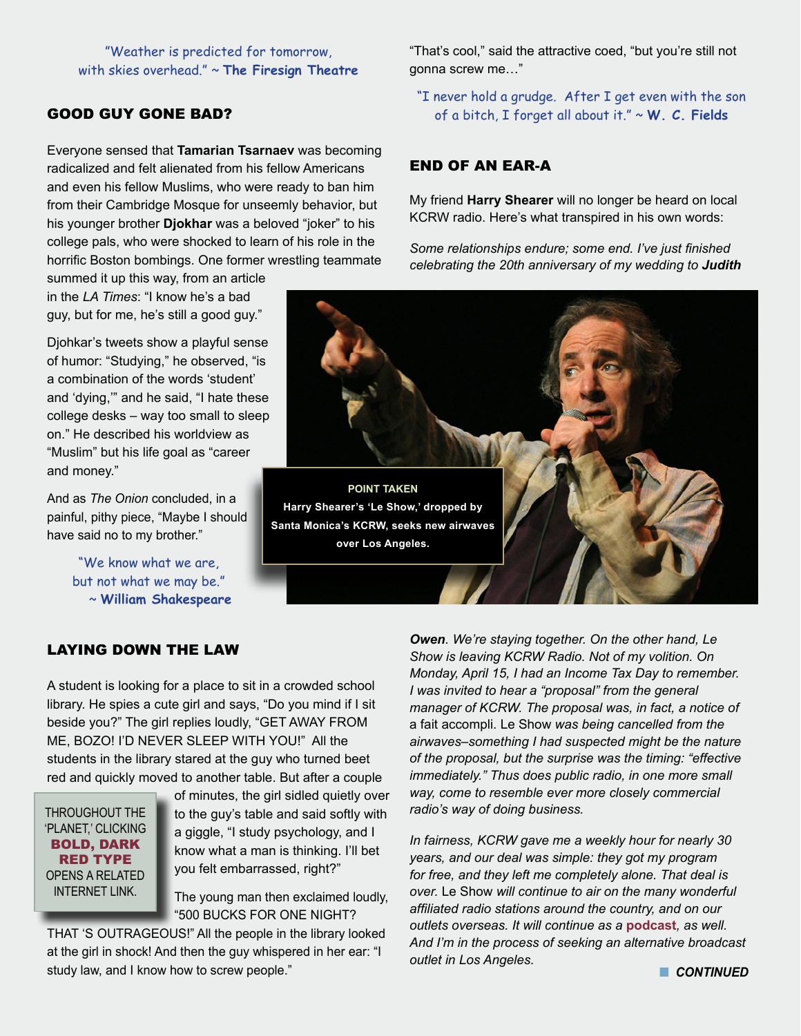"Weather is predicted for tomorrow, with skies overhead." ~ **The Firesign Theatre**

## GOOD GUY GONE BAD?

Everyone sensed that **Tamarian Tsarnaev** was becoming radicalized and felt alienated from his fellow Americans and even his fellow Muslims, who were ready to ban him from their Cambridge Mosque for unseemly behavior, but his younger brother **Djokhar** was a beloved "joker" to his college pals, who were shocked to learn of his role in the horrific Boston bombings. One former wrestling teammate summed it up this way, from an article in the *LA Times*: "I know he's a bad guy, but for me, he's still a good guy."

Djohkar's tweets show a playful sense of humor: "Studying," he observed, "is a combination of the words 'student' and 'dying,'" and he said, "I hate these college desks – way too small to sleep on." He described his worldview as "Muslim" but his life goal as "career and money."

And as *The Onion* concluded, in a painful, pithy piece, "Maybe I should have said no to my brother."

"We know what we are, but not what we may be." ~ **William Shakespeare**

## LAYING DOWN THE LAW

A student is looking for a place to sit in a crowded school library. He spies a cute girl and says, "Do you mind if I sit beside you?" The girl replies loudly, "GET AWAY FROM ME, BOZO! I'D NEVER SLEEP WITH YOU!" All the students in the library stared at the guy who turned beet red and quickly moved to another table. But after a couple of minutes, the girl sidled quietly over to the guy's table and said softly with a giggle, "I study psychology, and I know what a man is thinking. I'll bet you felt embarrassed, right?"

The young man then exclaimed loudly, "500 BUCKS FOR ONE NIGHT? THAT 'S OUTRAGEOUS!" All the people in the library looked at the girl in shock! And then the guy whispered in her ear: "I study law, and I know how to screw people."

THROUGHOUT THE 'PLANET,' CLICKING **BOLD, DARK RED TYPE** OPENS A RELATED INTERNET LINK.

"That's cool," said the attractive coed, "but you're still not gonna screw me…"

"I never hold a grudge. After I get even with the son of a bitch, I forget all about it." ~ **W. C. Fields**

## END OF AN EAR-A

My friend **Harry Shearer** will no longer be heard on local KCRW radio. Here's what transpired in his own words:

*Some relationships endure; some end. I've just finished celebrating the 20th anniversary of my wedding to* ***Judith Owen****. We're staying together. On the other hand,* Le Show *is leaving KCRW Radio. Not of my volition. On Monday, April 15, I had an Income Tax Day to remember. I was invited to hear a "proposal" from the general manager of KCRW. The proposal was, in fact, a notice of a fait accompli.* Le Show *was being cancelled from the airwaves–something I had suspected might be the nature of the proposal, but the surprise was the timing: "effective immediately." Thus does public radio, in one more small way, come to resemble ever more closely commercial radio's way of doing business.*

**POINT TAKEN**
**Harry Shearer's 'Le Show,' dropped by Santa Monica's KCRW, seeks new airwaves over Los Angeles.**

*In fairness, KCRW gave me a weekly hour for nearly 30 years, and our deal was simple: they got my program for free, and they left me completely alone. That deal is over.* Le Show *will continue to air on the many wonderful affiliated radio stations around the country, and on our outlets overseas. It will continue as a* ***podcast****, as well. And I'm in the process of seeking an alternative broadcast outlet in Los Angeles.*

***CONTINUED***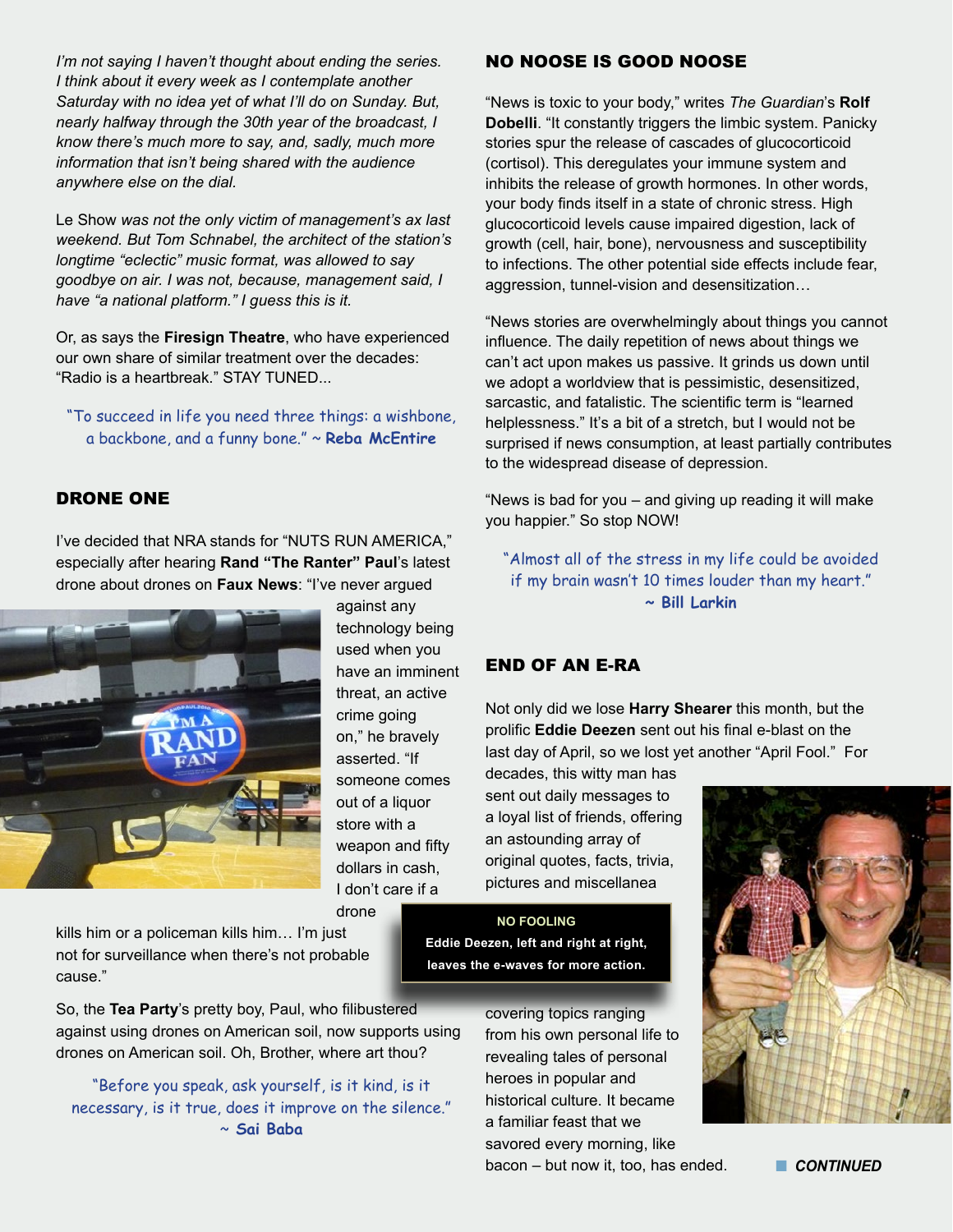*I'm not saying I haven't thought about ending the series. I think about it every week as I contemplate another Saturday with no idea yet of what I'll do on Sunday. But, nearly halfway through the 30th year of the broadcast, I know there's much more to say, and, sadly, much more information that isn't being shared with the audience anywhere else on the dial.*

Le Show *was not the only victim of management's ax last weekend. But Tom Schnabel, the architect of the station's longtime "eclectic" music format, was allowed to say goodbye on air. I was not, because, management said, I have "a national platform." I guess this is it.*

Or, as says the **Firesign Theatre**, who have experienced our own share of similar treatment over the decades: "Radio is a heartbreak." STAY TUNED...

"To succeed in life you need three things: a wishbone, a backbone, and a funny bone." ~ **Reba McEntire**

## DRONE ONE

I've decided that NRA stands for "NUTS RUN AMERICA," especially after hearing **Rand "The Ranter" Paul**'s latest drone about drones on **Faux News**: "I've never argued against any technology being used when you have an imminent threat, an active crime going on," he bravely asserted. "If someone comes out of a liquor store with a weapon and fifty dollars in cash, I don't care if a drone kills him or a policeman kills him… I'm just not for surveillance when there's not probable cause."

So, the **Tea Party**'s pretty boy, Paul, who filibustered against using drones on American soil, now supports using drones on American soil. Oh, Brother, where art thou?

"Before you speak, ask yourself, is it kind, is it necessary, is it true, does it improve on the silence." ~ **Sai Baba**

## NO NOOSE IS GOOD NOOSE

"News is toxic to your body," writes *The Guardian*'s **Rolf Dobelli**. "It constantly triggers the limbic system. Panicky stories spur the release of cascades of glucocorticoid (cortisol). This deregulates your immune system and inhibits the release of growth hormones. In other words, your body finds itself in a state of chronic stress. High glucocorticoid levels cause impaired digestion, lack of growth (cell, hair, bone), nervousness and susceptibility to infections. The other potential side effects include fear, aggression, tunnel-vision and desensitization…

"News stories are overwhelmingly about things you cannot influence. The daily repetition of news about things we can't act upon makes us passive. It grinds us down until we adopt a worldview that is pessimistic, desensitized, sarcastic, and fatalistic. The scientific term is "learned helplessness." It's a bit of a stretch, but I would not be surprised if news consumption, at least partially contributes to the widespread disease of depression.

"News is bad for you – and giving up reading it will make you happier." So stop NOW!

"Almost all of the stress in my life could be avoided if my brain wasn't 10 times louder than my heart." ~ **Bill Larkin**

## END OF AN E-RA

Not only did we lose **Harry Shearer** this month, but the prolific **Eddie Deezen** sent out his final e-blast on the last day of April, so we lost yet another "April Fool." For decades, this witty man has sent out daily messages to a loyal list of friends, offering an astounding array of original quotes, facts, trivia, pictures and miscellanea covering topics ranging from his own personal life to revealing tales of personal heroes in popular and historical culture. It became a familiar feast that we savored every morning, like bacon – but now it, too, has ended.

**NO FOOLING**
**Eddie Deezen, left and right at right, leaves the e-waves for more action.**

***CONTINUED***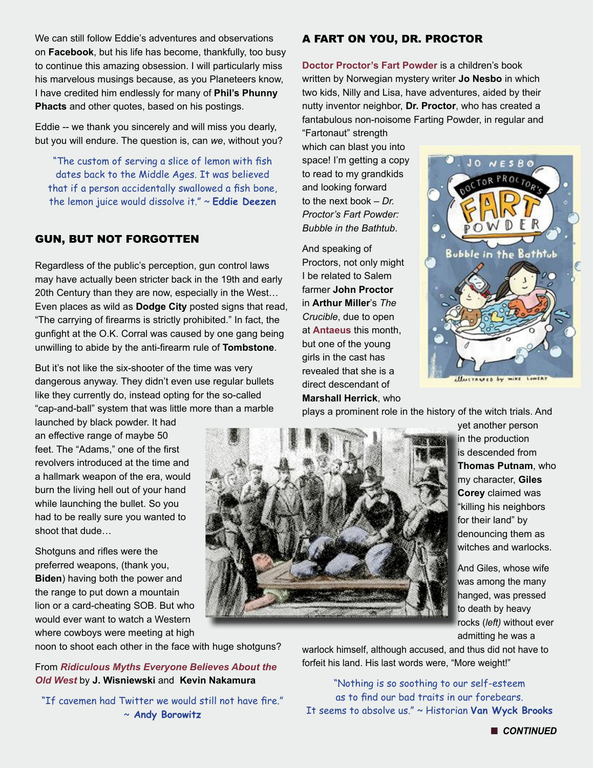We can still follow Eddie's adventures and observations on **Facebook**, but his life has become, thankfully, too busy to continue this amazing obsession. I will particularly miss his marvelous musings because, as you Planeteers know, I have credited him endlessly for many of **Phil's Phunny Phacts** and other quotes, based on his postings.

Eddie -- we thank you sincerely and will miss you dearly, but you will endure. The question is, can *we*, without you?

"The custom of serving a slice of lemon with fish dates back to the Middle Ages. It was believed that if a person accidentally swallowed a fish bone, the lemon juice would dissolve it." ~ **Eddie Deezen**

## GUN, BUT NOT FORGOTTEN

Regardless of the public's perception, gun control laws may have actually been stricter back in the 19th and early 20th Century than they are now, especially in the West… Even places as wild as **Dodge City** posted signs that read, "The carrying of firearms is strictly prohibited." In fact, the gunfight at the O.K. Corral was caused by one gang being unwilling to abide by the anti-firearm rule of **Tombstone**.

But it's not like the six-shooter of the time was very dangerous anyway. They didn't even use regular bullets like they currently do, instead opting for the so-called "cap-and-ball" system that was little more than a marble launched by black powder. It had an effective range of maybe 50 feet. The "Adams," one of the first revolvers introduced at the time and a hallmark weapon of the era, would burn the living hell out of your hand while launching the bullet. So you had to be really sure you wanted to shoot that dude…

Shotguns and rifles were the preferred weapons, (thank you, **Biden**) having both the power and the range to put down a mountain lion or a card-cheating SOB. But who would ever want to watch a Western where cowboys were meeting at high noon to shoot each other in the face with huge shotguns?

From ***Ridiculous Myths Everyone Believes About the Old West*** by **J. Wisniewski** and **Kevin Nakamura**

"If cavemen had Twitter we would still not have fire." ~ **Andy Borowitz**

## A FART ON YOU, DR. PROCTOR

**Doctor Proctor's Fart Powder** is a children's book written by Norwegian mystery writer **Jo Nesbo** in which two kids, Nilly and Lisa, have adventures, aided by their nutty inventor neighbor, **Dr. Proctor**, who has created a fantabulous non-noisome Farting Powder, in regular and "Fartonaut" strength which can blast you into space! I'm getting a copy to read to my grandkids and looking forward to the next book – *Dr. Proctor's Fart Powder: Bubble in the Bathtub*.

And speaking of Proctors, not only might I be related to Salem farmer **John Proctor** in **Arthur Miller**'s *The Crucible*, due to open at **Antaeus** this month, but one of the young girls in the cast has revealed that she is a direct descendant of **Marshall Herrick**, who plays a prominent role in the history of the witch trials. And yet another person in the production is descended from **Thomas Putnam**, who my character, **Giles Corey** claimed was "killing his neighbors for their land" by denouncing them as witches and warlocks.

And Giles, whose wife was among the many hanged, was pressed to death by heavy rocks *(left)* without ever admitting he was a warlock himself, although accused, and thus did not have to forfeit his land. His last words were, "More weight!"

"Nothing is so soothing to our self-esteem as to find our bad traits in our forebears. It seems to absolve us." ~ Historian **Van Wyck Brooks**

■ ***CONTINUED***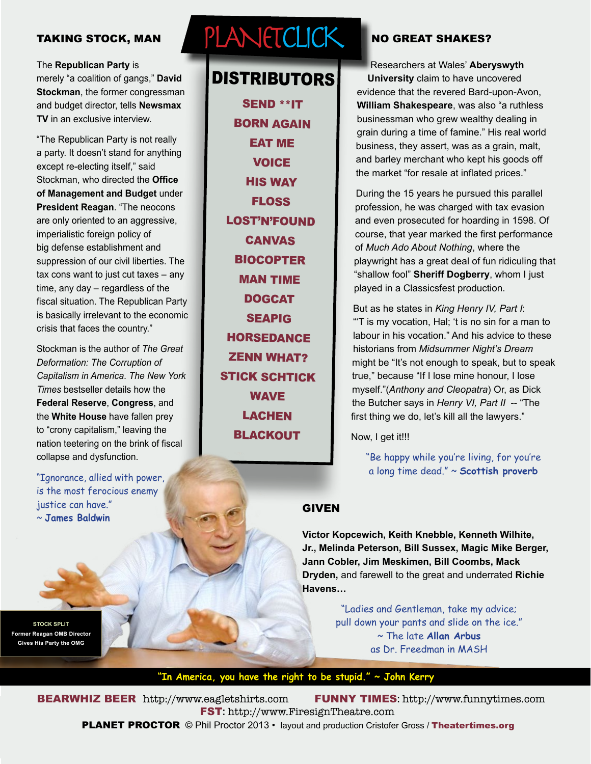## TAKING STOCK, MAN

The **Republican Party** is merely "a coalition of gangs," **David Stockman**, the former congressman and budget director, tells **Newsmax TV** in an exclusive interview.

"The Republican Party is not really a party. It doesn't stand for anything except re-electing itself," said Stockman, who directed the **Office of Management and Budget** under **President Reagan**. "The neocons are only oriented to an aggressive, imperialistic foreign policy of big defense establishment and suppression of our civil liberties. The tax cons want to just cut taxes – any time, any day – regardless of the fiscal situation. The Republican Party is basically irrelevant to the economic crisis that faces the country."

Stockman is the author of *The Great Deformation: The Corruption of Capitalism in America*. *The New York Times* bestseller details how the **Federal Reserve**, **Congress**, and the **White House** have fallen prey to "crony capitalism," leaving the nation teetering on the brink of fiscal collapse and dysfunction.

"Ignorance, allied with power, is the most ferocious enemy justice can have."
~ **James Baldwin**

**STOCK SPLIT**
**Former Reagan OMB Director Gives His Party the OMG**

# PLANETCLICK

## DISTRIBUTORS

SEND **IT
BORN AGAIN
EAT ME
VOICE
HIS WAY
FLOSS
LOST'N'FOUND
CANVAS
BIOCOPTER
MAN TIME
DOGCAT
SEAPIG
HORSEDANCE
ZENN WHAT?
STICK SCHTICK
WAVE
LACHEN
BLACKOUT

## NO GREAT SHAKES?

Researchers at Wales' **Aberyswyth University** claim to have uncovered evidence that the revered Bard-upon-Avon, **William Shakespeare**, was also "a ruthless businessman who grew wealthy dealing in grain during a time of famine." His real world business, they assert, was as a grain, malt, and barley merchant who kept his goods off the market "for resale at inflated prices."

During the 15 years he pursued this parallel profession, he was charged with tax evasion and even prosecuted for hoarding in 1598. Of course, that year marked the first performance of *Much Ado About Nothing*, where the playwright has a great deal of fun ridiculing that "shallow fool" **Sheriff Dogberry**, whom I just played in a Classicsfest production.

But as he states in *King Henry IV, Part I*: "'T is my vocation, Hal; 't is no sin for a man to labour in his vocation." And his advice to these historians from *Midsummer Night's Dream* might be "It's not enough to speak, but to speak true," because "If I lose mine honour, I lose myself."(*Anthony and Cleopatra*) Or, as Dick the Butcher says in *Henry VI, Part II* -- "The first thing we do, let's kill all the lawyers."

Now, I get it!!!

"Be happy while you're living, for you're a long time dead." ~ **Scottish proverb**

## GIVEN

**Victor Kopcewich, Keith Knebble, Kenneth Wilhite, Jr., Melinda Peterson, Bill Sussex, Magic Mike Berger, Jann Cobler, Jim Meskimen, Bill Coombs, Mack Dryden,** and farewell to the great and underrated **Richie Havens…**

"Ladies and Gentleman, take my advice; pull down your pants and slide on the ice."
~ The late **Allan Arbus**
as Dr. Freedman in MASH

"In America, you have the right to be stupid." ~ John Kerry

**BEARWHIZ BEER** http://www.eagletshirts.com **FUNNY TIMES**: http://www.funnytimes.com
**FST**: http://www.FiresignTheatre.com
**PLANET PROCTOR** © Phil Proctor 2013 • layout and production Cristofer Gross / **Theatertimes.org**